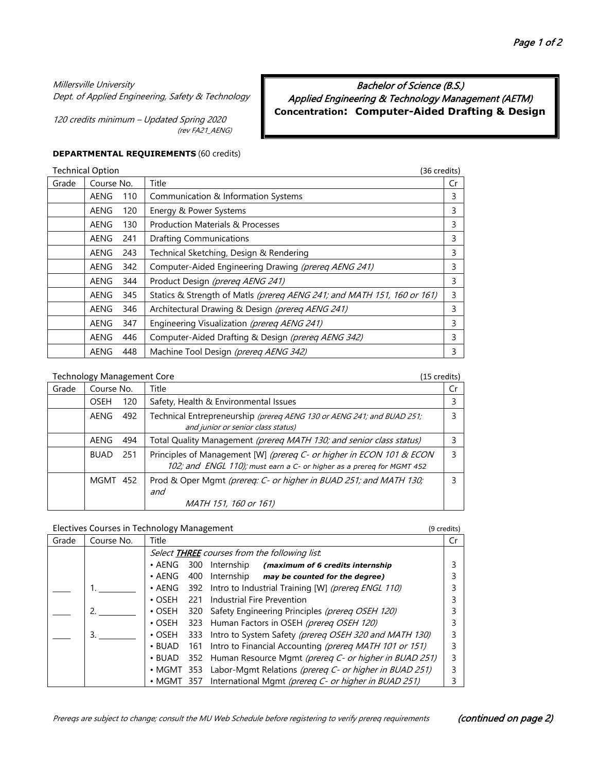Millersville University
Dept. of Applied Engineering, Safety & Technology

120 credits minimum – Updated Spring 2020
(rev FA21_AENG)

# Bachelor of Science (B.S.)
## Applied Engineering & Technology Management (AETM)
### Concentration: Computer-Aided Drafting & Design

**DEPARTMENTAL REQUIREMENTS** (60 credits)

Technical Option (36 credits)

| Grade | Course No. | Title | Cr |
|---|---|---|---|
| | AENG 110 | Communication & Information Systems | 3 |
| | AENG 120 | Energy & Power Systems | 3 |
| | AENG 130 | Production Materials & Processes | 3 |
| | AENG 241 | Drafting Communications | 3 |
| | AENG 243 | Technical Sketching, Design & Rendering | 3 |
| | AENG 342 | Computer-Aided Engineering Drawing *(prereq AENG 241)* | 3 |
| | AENG 344 | Product Design *(prereq AENG 241)* | 3 |
| | AENG 345 | Statics & Strength of Matls *(prereq AENG 241; and MATH 151, 160 or 161)* | 3 |
| | AENG 346 | Architectural Drawing & Design *(prereq AENG 241)* | 3 |
| | AENG 347 | Engineering Visualization *(prereq AENG 241)* | 3 |
| | AENG 446 | Computer-Aided Drafting & Design *(prereq AENG 342)* | 3 |
| | AENG 448 | Machine Tool Design *(prereq AENG 342)* | 3 |

Technology Management Core (15 credits)

| Grade | Course No. | Title | Cr |
|---|---|---|---|
| | OSEH 120 | Safety, Health & Environmental Issues | 3 |
| | AENG 492 | Technical Entrepreneurship *(prereq AENG 130 or AENG 241; and BUAD 251; and junior or senior class status)* | 3 |
| | AENG 494 | Total Quality Management *(prereq MATH 130; and senior class status)* | 3 |
| | BUAD 251 | Principles of Management [W] *(prereq C- or higher in ECON 101 & ECON 102; and ENGL 110)*; must earn a C- or higher as a prereq for MGMT 452 | 3 |
| | MGMT 452 | Prod & Oper Mgmt *(prereq: C- or higher in BUAD 251; and MATH 130; and MATH 151, 160 or 161)* | 3 |

Electives Courses in Technology Management (9 credits)

| Grade | Course No. | Title | Cr |
|---|---|---|---|
| | | *Select **THREE** courses from the following list:* | |
| | | • AENG 300 Internship ***(maximum of 6 credits internship*** | 3 |
| | | • AENG 400 Internship ***may be counted for the degree)*** | 3 |
| ____ | 1. ________ | • AENG 392 Intro to Industrial Training [W] *(prereq ENGL 110)* | 3 |
| | | • OSEH 221 Industrial Fire Prevention | 3 |
| ____ | 2. ________ | • OSEH 320 Safety Engineering Principles *(prereq OSEH 120)* | 3 |
| | | • OSEH 323 Human Factors in OSEH *(prereq OSEH 120)* | 3 |
| ____ | 3. ________ | • OSEH 333 Intro to System Safety *(prereq OSEH 320 and MATH 130)* | 3 |
| | | • BUAD 161 Intro to Financial Accounting *(prereq MATH 101 or 151)* | 3 |
| | | • BUAD 352 Human Resource Mgmt *(prereq C- or higher in BUAD 251)* | 3 |
| | | • MGMT 353 Labor-Mgmt Relations *(prereq C- or higher in BUAD 251)* | 3 |
| | | • MGMT 357 International Mgmt *(prereq C- or higher in BUAD 251)* | 3 |

*Prereqs are subject to change; consult the MU Web Schedule before registering to verify prereq requirements*

***(continued on page 2)***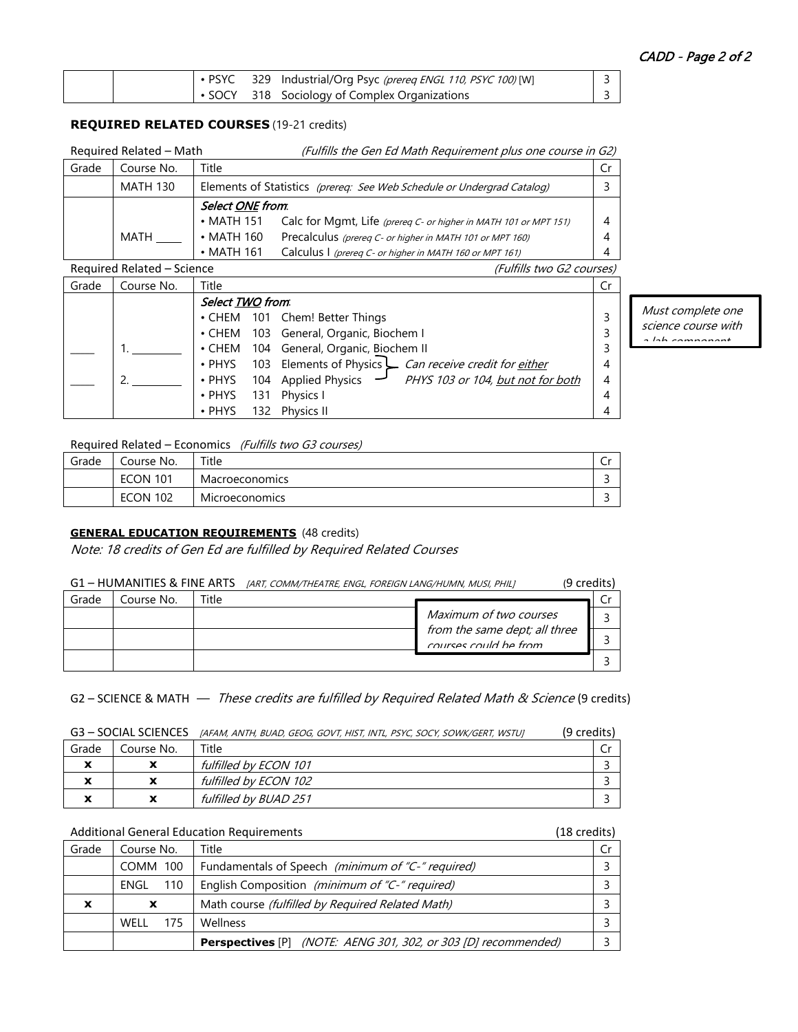| | | Title | Cr |
|---|---|---|---|
| | | • PSYC 329 Industrial/Org Psyc *(prereq ENGL 110, PSYC 100)* [W] | 3 |
| | | • SOCY 318 Sociology of Complex Organizations | 3 |

## REQUIRED RELATED COURSES (19-21 credits)

Required Related – Math *(Fulfills the Gen Ed Math Requirement plus one course in G2)*

| Grade | Course No. | Title | Cr |
|---|---|---|---|
| | MATH 130 | Elements of Statistics *(prereq: See Web Schedule or Undergrad Catalog)* | 3 |
| | MATH ____ | ***Select ONE from:*** | |
| | | • MATH 151 Calc for Mgmt, Life *(prereq C- or higher in MATH 101 or MPT 151)* | 4 |
| | | • MATH 160 Precalculus *(prereq C- or higher in MATH 101 or MPT 160)* | 4 |
| | | • MATH 161 Calculus I *(prereq C- or higher in MATH 160 or MPT 161)* | 4 |

Required Related – Science *(Fulfills two G2 courses)*

| Grade | Course No. | Title | Cr |
|---|---|---|---|
| | | ***Select TWO from:*** | |
| | | • CHEM 101 Chem! Better Things | 3 |
| ____ | 1. ________ | • CHEM 103 General, Organic, Biochem I | 3 |
| | | • CHEM 104 General, Organic, Biochem II | 3 |
| | | • PHYS 103 Elements of Physics – *Can receive credit for either PHYS 103 or 104, but not for both* | 4 |
| ____ | 2. ________ | • PHYS 104 Applied Physics | 4 |
| | | • PHYS 131 Physics I | 4 |
| | | • PHYS 132 Physics II | 4 |

*Must complete one science course with a lab component*

Required Related – Economics *(Fulfills two G3 courses)*

| Grade | Course No. | Title | Cr |
|---|---|---|---|
| | ECON 101 | Macroeconomics | 3 |
| | ECON 102 | Microeconomics | 3 |

## GENERAL EDUCATION REQUIREMENTS (48 credits)

*Note: 18 credits of Gen Ed are fulfilled by Required Related Courses*

G1 – HUMANITIES & FINE ARTS *[ART, COMM/THEATRE, ENGL, FOREIGN LANG/HUMN, MUSI, PHIL]* (9 credits)

| Grade | Course No. | Title | Cr |
|---|---|---|---|
| | | | 3 |
| | | | 3 |
| | | | 3 |

*Maximum of two courses from the same dept; all three courses could be from*

G2 – SCIENCE & MATH — *These credits are fulfilled by Required Related Math & Science* (9 credits)

G3 – SOCIAL SCIENCES *[AFAM, ANTH, BUAD, GEOG, GOVT, HIST, INTL, PSYC, SOCY, SOWK/GERT, WSTU]* (9 credits)

| Grade | Course No. | Title | Cr |
|---|---|---|---|
| x | x | *fulfilled by ECON 101* | 3 |
| x | x | *fulfilled by ECON 102* | 3 |
| x | x | *fulfilled by BUAD 251* | 3 |

Additional General Education Requirements (18 credits)

| Grade | Course No. | Title | Cr |
|---|---|---|---|
| | COMM 100 | Fundamentals of Speech *(minimum of "C-" required)* | 3 |
| | ENGL 110 | English Composition *(minimum of "C-" required)* | 3 |
| x | x | Math course *(fulfilled by Required Related Math)* | 3 |
| | WELL 175 | Wellness | 3 |
| | | **Perspectives** [P] *(NOTE: AENG 301, 302, or 303 [D] recommended)* | 3 |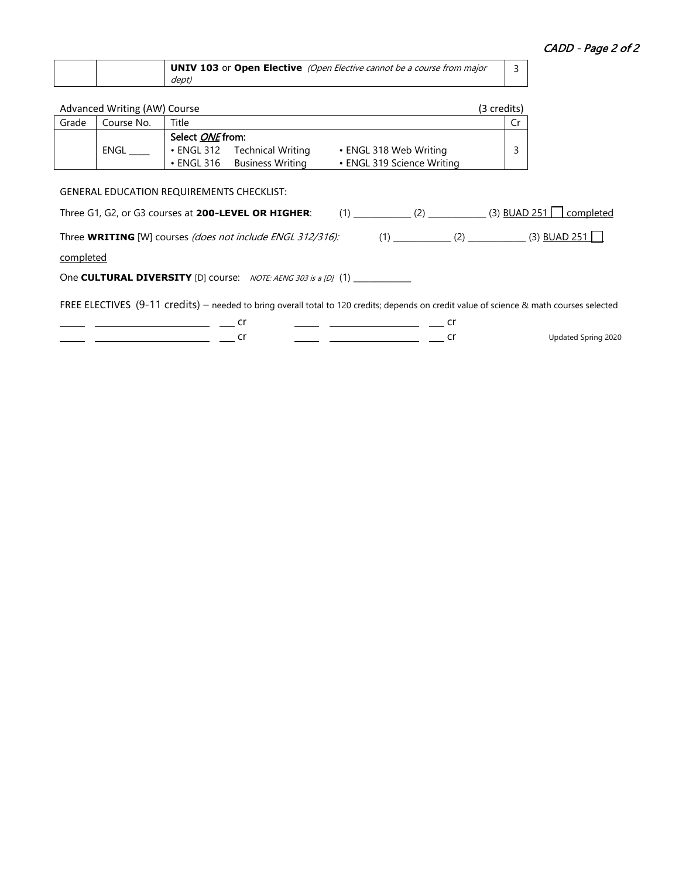| | | | |
|---|---|---|---|
| | | **UNIV 103** or **Open Elective** *(Open Elective cannot be a course from major dept)* | 3 |

Advanced Writing (AW) Course (3 credits)

| Grade | Course No. | Title | Cr |
|---|---|---|---|
| | ENGL ____ | Select *ONE* from:<br>• ENGL 312 Technical Writing • ENGL 318 Web Writing<br>• ENGL 316 Business Writing • ENGL 319 Science Writing | 3 |

GENERAL EDUCATION REQUIREMENTS CHECKLIST:

Three G1, G2, or G3 courses at **200-LEVEL OR HIGHER**: (1) ____________ (2) ____________ (3) BUAD 251 ☐ completed

Three **WRITING** [W] courses *(does not include ENGL 312/316)*: (1) ____________ (2) ____________ (3) BUAD 251 ☐ completed

One **CULTURAL DIVERSITY** [D] course: *NOTE: AENG 303 is a [D]* (1) ____________

FREE ELECTIVES (9-11 credits) – needed to bring overall total to 120 credits; depends on credit value of science & math courses selected

_____ ____________________ ___ cr _____ ____________________ ___ cr

_____ ____________________ ___ cr _____ ____________________ ___ cr

Updated Spring 2020